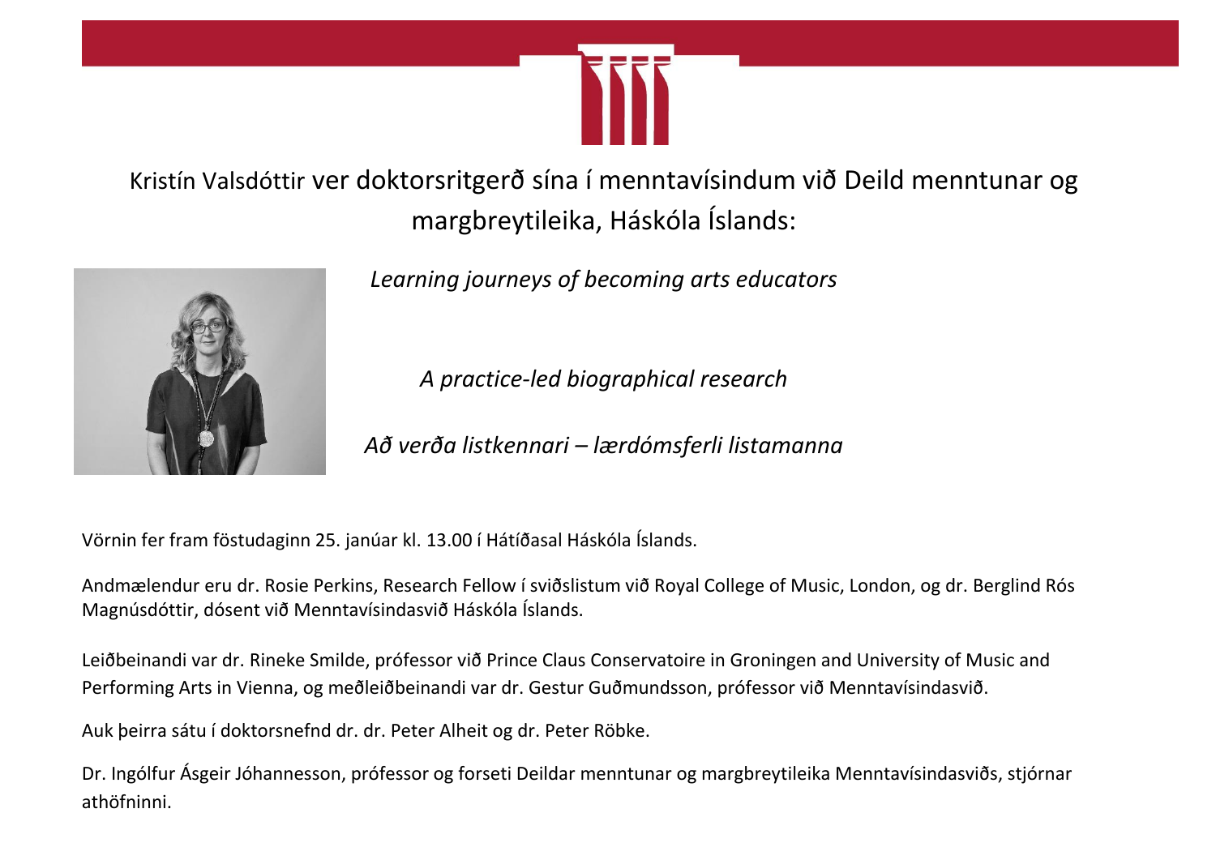Kristín Valsdóttir ver doktorsritgerð sína í menntavísindum við Deild menntunar og margbreytileika, Háskóla Íslands:

*Learning journeys of becoming arts educators*

*A practice-led biographical research*

*Að verða listkennari – lærdómsferli listamanna*

Vörnin fer fram föstudaginn 25. janúar kl. 13.00 í Hátíðasal Háskóla Íslands.

Andmælendur eru dr. Rosie Perkins, Research Fellow í sviðslistum við Royal College of Music, London, og dr. Berglind Rós Magnúsdóttir, dósent við Menntavísindasvið Háskóla Íslands.

Leiðbeinandi var dr. Rineke Smilde, prófessor við Prince Claus Conservatoire in Groningen and University of Music and Performing Arts in Vienna, og meðleiðbeinandi var dr. Gestur Guðmundsson, prófessor við Menntavísindasvið.

Auk þeirra sátu í doktorsnefnd dr. dr. Peter Alheit og dr. Peter Röbke.

Dr. Ingólfur Ásgeir Jóhannesson, prófessor og forseti Deildar menntunar og margbreytileika Menntavísindasviðs, stjórnar athöfninni.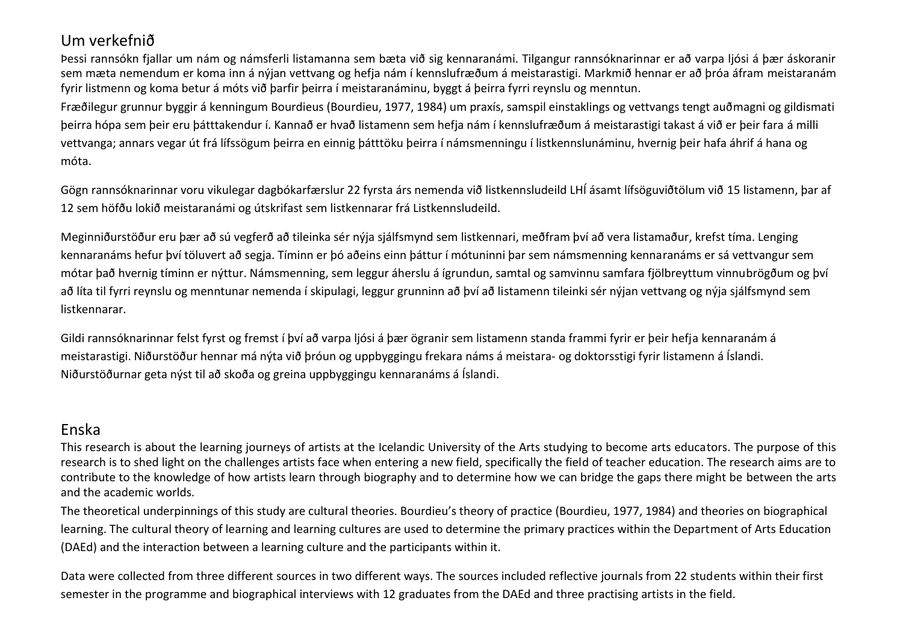## Um verkefnið

Þessi rannsókn fjallar um nám og námsferli listamanna sem bæta við sig kennaranámi. Tilgangur rannsóknarinnar er að varpa ljósi á þær áskoranir sem mæta nemendum er koma inn á nýjan vettvang og hefja nám í kennslufræðum á meistarastigi. Markmið hennar er að þróa áfram meistaranám fyrir listmenn og koma betur á móts við þarfir þeirra í meistaranáminu, byggt á þeirra fyrri reynslu og menntun.

Fræðilegur grunnur byggir á kenningum Bourdieus (Bourdieu, 1977, 1984) um praxís, samspil einstaklings og vettvangs tengt auðmagni og gildismati þeirra hópa sem þeir eru þátttakendur í. Kannað er hvað listamenn sem hefja nám í kennslufræðum á meistarastigi takast á við er þeir fara á milli vettvanga; annars vegar út frá lífssögum þeirra en einnig þátttöku þeirra í námsmenningu í listkennslunáminu, hvernig þeir hafa áhrif á hana og móta.

Gögn rannsóknarinnar voru vikulegar dagbókarfærslur 22 fyrsta árs nemenda við listkennsludeild LHÍ ásamt lífsöguviðtölum við 15 listamenn, þar af 12 sem höfðu lokið meistaranámi og útskrifast sem listkennarar frá Listkennsludeild.

Meginniðurstöður eru þær að sú vegferð að tileinka sér nýja sjálfsmynd sem listkennari, meðfram því að vera listamaður, krefst tíma. Lenging kennaranáms hefur því töluvert að segja. Tíminn er þó aðeins einn þáttur í mótuninni þar sem námsmenning kennaranáms er sá vettvangur sem mótar það hvernig tíminn er nýttur. Námsmenning, sem leggur áherslu á ígrundun, samtal og samvinnu samfara fjölbreyttum vinnubrögðum og því að líta til fyrri reynslu og menntunar nemenda í skipulagi, leggur grunninn að því að listamenn tileinki sér nýjan vettvang og nýja sjálfsmynd sem listkennarar.

Gildi rannsóknarinnar felst fyrst og fremst í því að varpa ljósi á þær ögranir sem listamenn standa frammi fyrir er þeir hefja kennaranám á meistarastigi. Niðurstöður hennar má nýta við þróun og uppbyggingu frekara náms á meistara- og doktorsstigi fyrir listamenn á Íslandi. Niðurstöðurnar geta nýst til að skoða og greina uppbyggingu kennaranáms á Íslandi.

## Enska

This research is about the learning journeys of artists at the Icelandic University of the Arts studying to become arts educators. The purpose of this research is to shed light on the challenges artists face when entering a new field, specifically the field of teacher education. The research aims are to contribute to the knowledge of how artists learn through biography and to determine how we can bridge the gaps there might be between the arts and the academic worlds.

The theoretical underpinnings of this study are cultural theories. Bourdieu's theory of practice (Bourdieu, 1977, 1984) and theories on biographical learning. The cultural theory of learning and learning cultures are used to determine the primary practices within the Department of Arts Education (DAEd) and the interaction between a learning culture and the participants within it.

Data were collected from three different sources in two different ways. The sources included reflective journals from 22 students within their first semester in the programme and biographical interviews with 12 graduates from the DAEd and three practising artists in the field.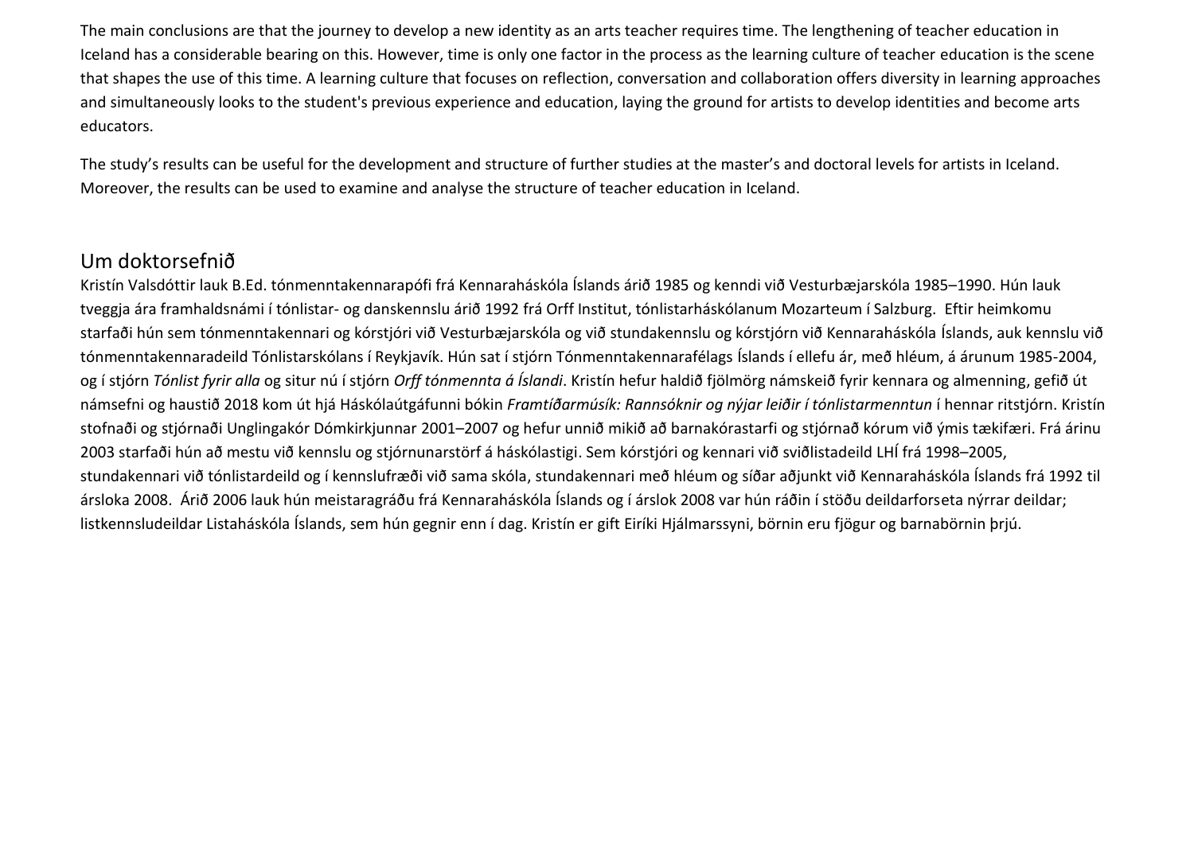The main conclusions are that the journey to develop a new identity as an arts teacher requires time. The lengthening of teacher education in Iceland has a considerable bearing on this. However, time is only one factor in the process as the learning culture of teacher education is the scene that shapes the use of this time. A learning culture that focuses on reflection, conversation and collaboration offers diversity in learning approaches and simultaneously looks to the student's previous experience and education, laying the ground for artists to develop identities and become arts educators.

The study's results can be useful for the development and structure of further studies at the master's and doctoral levels for artists in Iceland. Moreover, the results can be used to examine and analyse the structure of teacher education in Iceland.

## Um doktorsefnið

Kristín Valsdóttir lauk B.Ed. tónmenntakennarapófi frá Kennaraháskóla Íslands árið 1985 og kenndi við Vesturbæjarskóla 1985–1990. Hún lauk tveggja ára framhaldsnámi í tónlistar- og danskennslu árið 1992 frá Orff Institut, tónlistarháskólanum Mozarteum í Salzburg. Eftir heimkomu starfaði hún sem tónmenntakennari og kórstjóri við Vesturbæjarskóla og við stundakennslu og kórstjórn við Kennaraháskóla Íslands, auk kennslu við tónmenntakennaradeild Tónlistarskólans í Reykjavík. Hún sat í stjórn Tónmenntakennarafélags Íslands í ellefu ár, með hléum, á árunum 1985-2004, og í stjórn *Tónlist fyrir alla* og situr nú í stjórn *Orff tónmennta á Íslandi*. Kristín hefur haldið fjölmörg námskeið fyrir kennara og almenning, gefið út námsefni og haustið 2018 kom út hjá Háskólaútgáfunni bókin *Framtíðarmúsík: Rannsóknir og nýjar leiðir í tónlistarmenntun* í hennar ritstjórn. Kristín stofnaði og stjórnaði Unglingakór Dómkirkjunnar 2001–2007 og hefur unnið mikið að barnakórastarfi og stjórnað kórum við ýmis tækifæri. Frá árinu 2003 starfaði hún að mestu við kennslu og stjórnunarstörf á háskólastigi. Sem kórstjóri og kennari við sviðlistadeild LHÍ frá 1998–2005, stundakennari við tónlistardeild og í kennslufræði við sama skóla, stundakennari með hléum og síðar aðjunkt við Kennaraháskóla Íslands frá 1992 til ársloka 2008. Árið 2006 lauk hún meistaragráðu frá Kennaraháskóla Íslands og í árslok 2008 var hún ráðin í stöðu deildarforseta nýrrar deildar; listkennsludeildar Listaháskóla Íslands, sem hún gegnir enn í dag. Kristín er gift Eiríki Hjálmarssyni, börnin eru fjögur og barnabörnin þrjú.